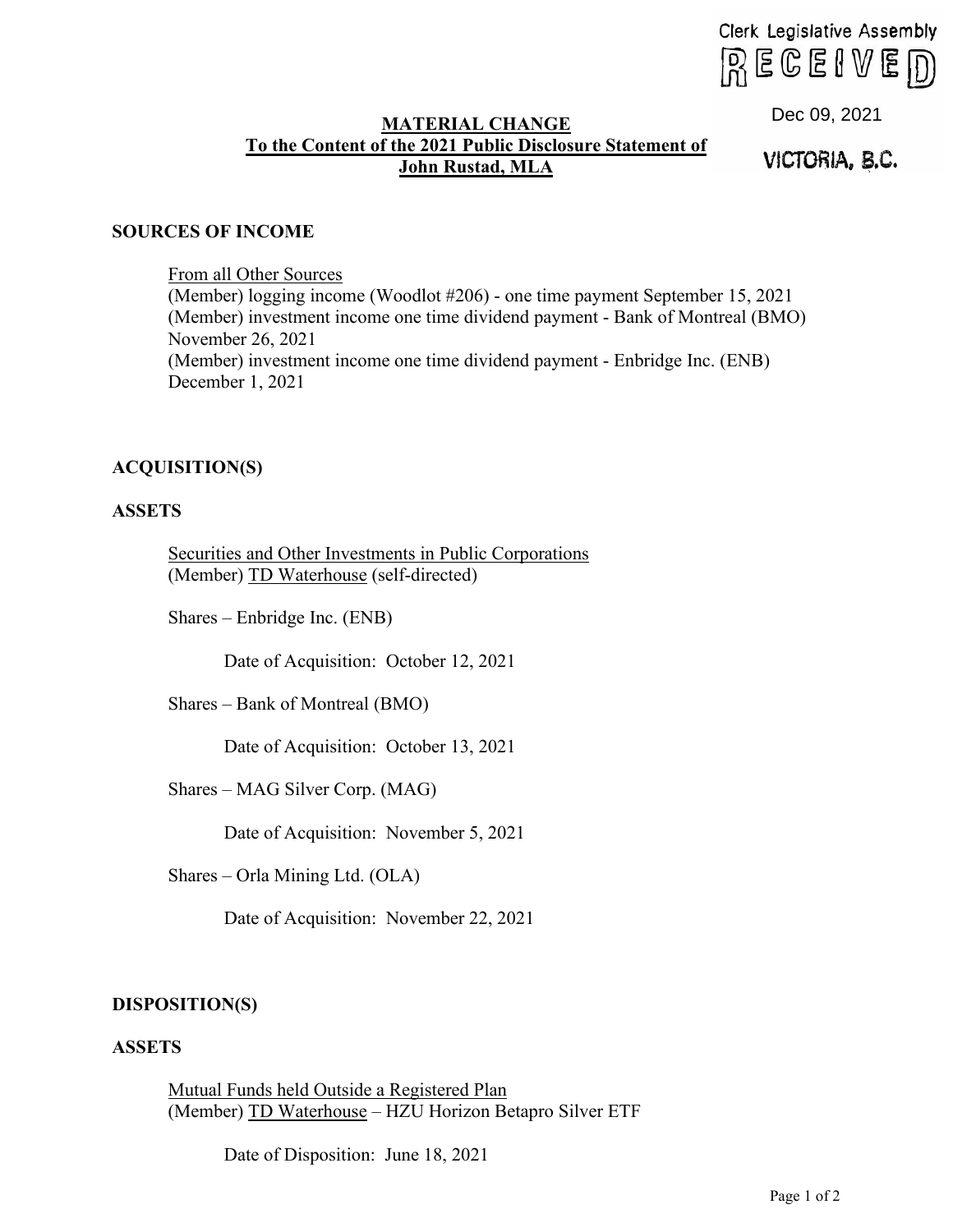Clerk Legislative Assembly
RECEIVED
Dec 09, 2021
VICTORIA, B.C.

# MATERIAL CHANGE
## To the Content of the 2021 Public Disclosure Statement of
## John Rustad, MLA

### SOURCES OF INCOME

From all Other Sources
(Member) logging income (Woodlot #206) - one time payment September 15, 2021
(Member) investment income one time dividend payment - Bank of Montreal (BMO) November 26, 2021
(Member) investment income one time dividend payment - Enbridge Inc. (ENB) December 1, 2021

### ACQUISITION(S)

### ASSETS

Securities and Other Investments in Public Corporations
(Member) TD Waterhouse (self-directed)

Shares – Enbridge Inc. (ENB)

Date of Acquisition: October 12, 2021

Shares – Bank of Montreal (BMO)

Date of Acquisition: October 13, 2021

Shares – MAG Silver Corp. (MAG)

Date of Acquisition: November 5, 2021

Shares – Orla Mining Ltd. (OLA)

Date of Acquisition: November 22, 2021

### DISPOSITION(S)

### ASSETS

Mutual Funds held Outside a Registered Plan
(Member) TD Waterhouse – HZU Horizon Betapro Silver ETF

Date of Disposition: June 18, 2021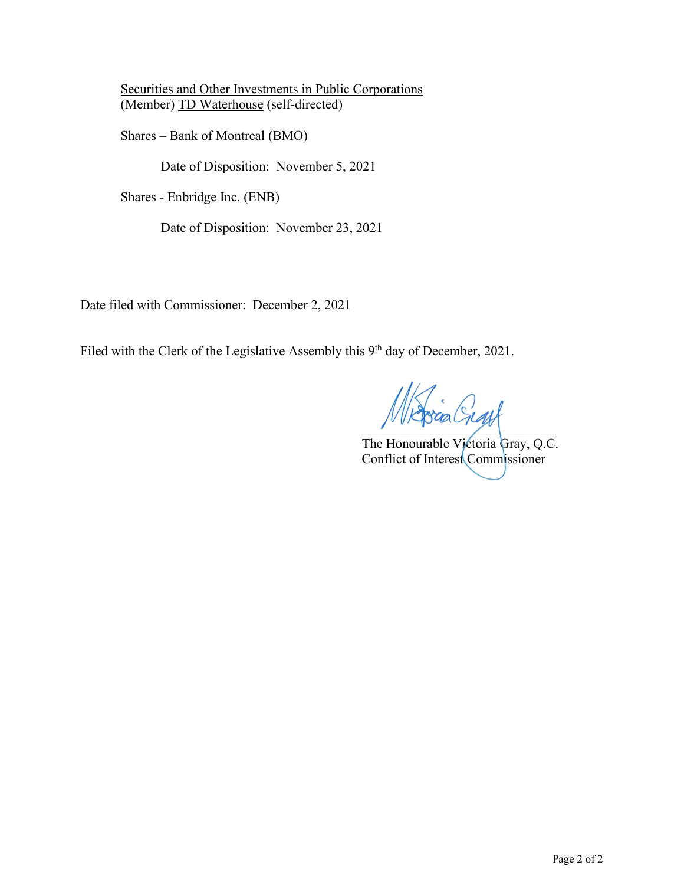Securities and Other Investments in Public Corporations
(Member) TD Waterhouse (self-directed)

Shares – Bank of Montreal (BMO)

Date of Disposition: November 5, 2021

Shares - Enbridge Inc. (ENB)

Date of Disposition: November 23, 2021

Date filed with Commissioner: December 2, 2021

Filed with the Clerk of the Legislative Assembly this 9th day of December, 2021.

The Honourable Victoria Gray, Q.C.
Conflict of Interest Commissioner